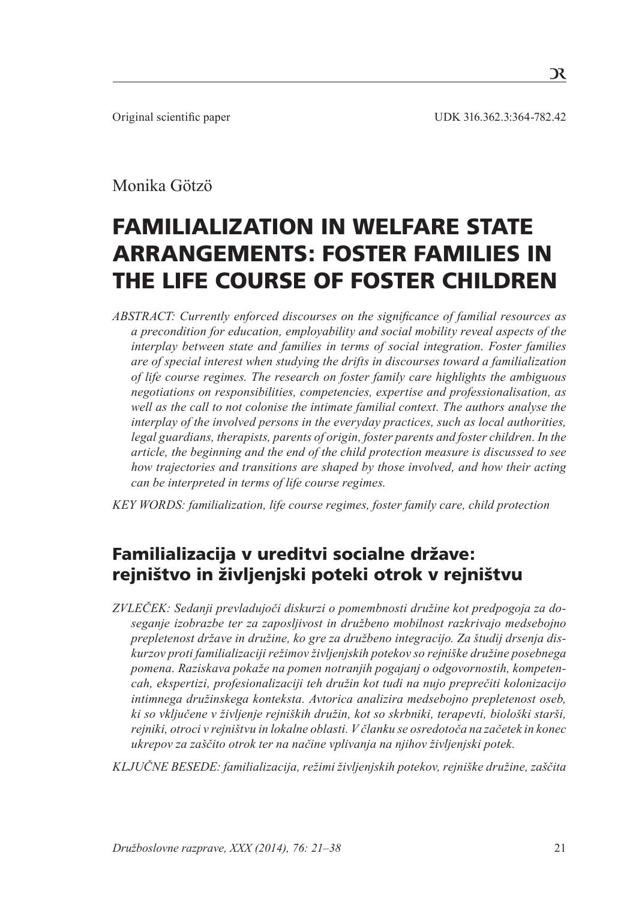Original scientific paper UDK 316.362.3:364-782.42

Monika Götzö

# FAMILIALIZATION IN WELFARE STATE ARRANGEMENTS: FOSTER FAMILIES IN THE LIFE COURSE OF FOSTER CHILDREN

*ABSTRACT: Currently enforced discourses on the significance of familial resources as a precondition for education, employability and social mobility reveal aspects of the interplay between state and families in terms of social integration. Foster families are of special interest when studying the drifts in discourses toward a familialization of life course regimes. The research on foster family care highlights the ambiguous negotiations on responsibilities, competencies, expertise and professionalisation, as well as the call to not colonise the intimate familial context. The authors analyse the interplay of the involved persons in the everyday practices, such as local authorities, legal guardians, therapists, parents of origin, foster parents and foster children. In the article, the beginning and the end of the child protection measure is discussed to see how trajectories and transitions are shaped by those involved, and how their acting can be interpreted in terms of life course regimes.*

*KEY WORDS: familialization, life course regimes, foster family care, child protection*

## Familializacija v ureditvi socialne države: rejništvo in življenjski poteki otrok v rejništvu

*ZVLEČEK: Sedanji prevladujoči diskurzi o pomembnosti družine kot predpogoja za doseganje izobrazbe ter za zaposljivost in družbeno mobilnost razkrivajo medsebojno prepletenost države in družine, ko gre za družbeno integracijo. Za študij drsenja diskurzov proti familializaciji režimov življenjskih potekov so rejniške družine posebnega pomena. Raziskava pokaže na pomen notranjih pogajanj o odgovornostih, kompetencah, ekspertizi, profesionalizaciji teh družin kot tudi na nujo preprečiti kolonizacijo intimnega družinskega konteksta. Avtorica analizira medsebojno prepletenost oseb, ki so vključene v življenje rejniških družin, kot so skrbniki, terapevti, biološki starši, rejniki, otroci v rejništvu in lokalne oblasti. V članku se osredotoča na začetek in konec ukrepov za zaščito otrok ter na načine vplivanja na njihov življenjski potek.*

*KLJUČNE BESEDE: familializacija, režimi življenjskih potekov, rejniške družine, zaščita*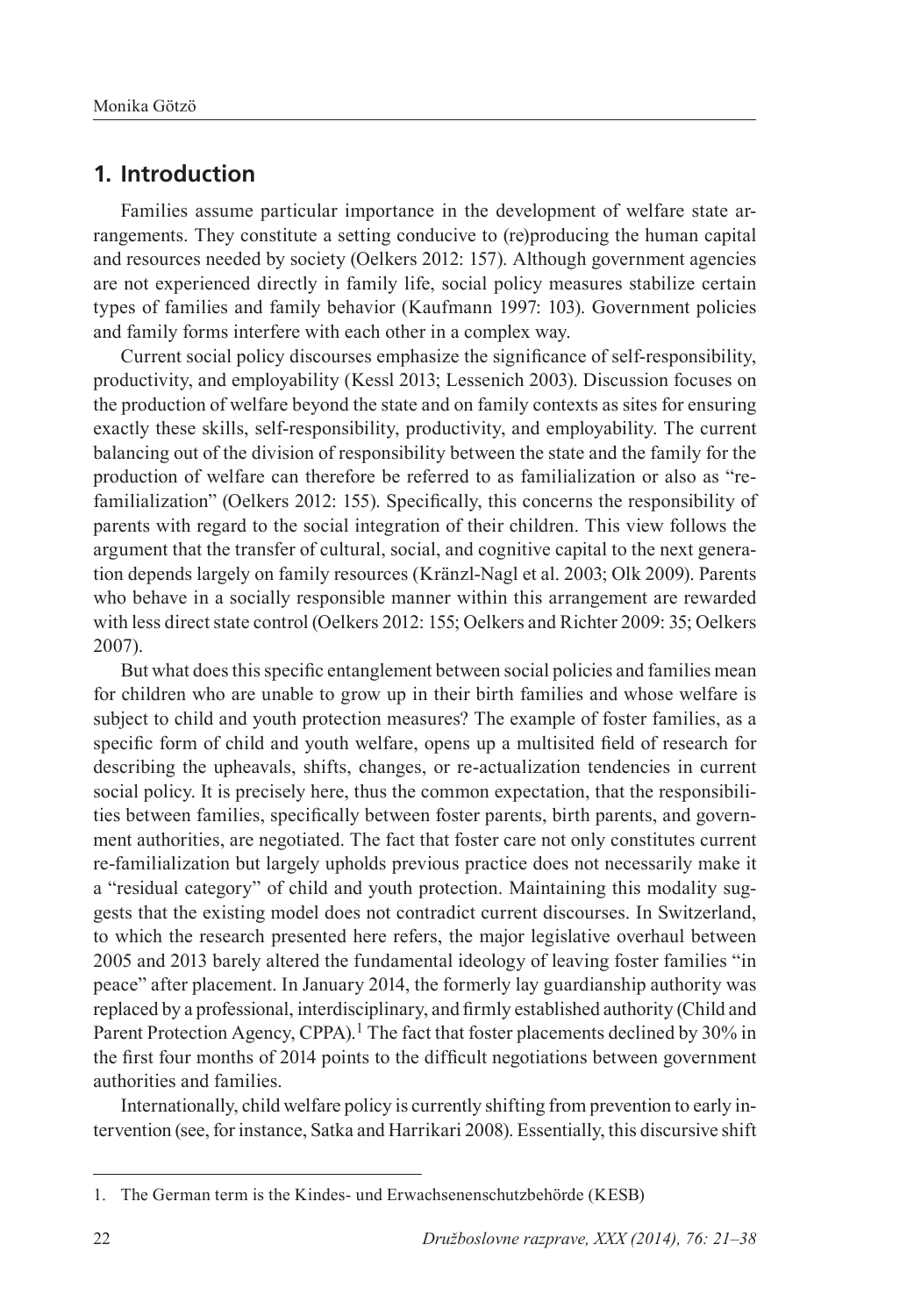## 1. Introduction

Families assume particular importance in the development of welfare state arrangements. They constitute a setting conducive to (re)producing the human capital and resources needed by society (Oelkers 2012: 157). Although government agencies are not experienced directly in family life, social policy measures stabilize certain types of families and family behavior (Kaufmann 1997: 103). Government policies and family forms interfere with each other in a complex way.

Current social policy discourses emphasize the significance of self-responsibility, productivity, and employability (Kessl 2013; Lessenich 2003). Discussion focuses on the production of welfare beyond the state and on family contexts as sites for ensuring exactly these skills, self-responsibility, productivity, and employability. The current balancing out of the division of responsibility between the state and the family for the production of welfare can therefore be referred to as familialization or also as "re-familialization" (Oelkers 2012: 155). Specifically, this concerns the responsibility of parents with regard to the social integration of their children. This view follows the argument that the transfer of cultural, social, and cognitive capital to the next generation depends largely on family resources (Kränzl-Nagl et al. 2003; Olk 2009). Parents who behave in a socially responsible manner within this arrangement are rewarded with less direct state control (Oelkers 2012: 155; Oelkers and Richter 2009: 35; Oelkers 2007).

But what does this specific entanglement between social policies and families mean for children who are unable to grow up in their birth families and whose welfare is subject to child and youth protection measures? The example of foster families, as a specific form of child and youth welfare, opens up a multisited field of research for describing the upheavals, shifts, changes, or re-actualization tendencies in current social policy. It is precisely here, thus the common expectation, that the responsibilities between families, specifically between foster parents, birth parents, and government authorities, are negotiated. The fact that foster care not only constitutes current re-familialization but largely upholds previous practice does not necessarily make it a "residual category" of child and youth protection. Maintaining this modality suggests that the existing model does not contradict current discourses. In Switzerland, to which the research presented here refers, the major legislative overhaul between 2005 and 2013 barely altered the fundamental ideology of leaving foster families "in peace" after placement. In January 2014, the formerly lay guardianship authority was replaced by a professional, interdisciplinary, and firmly established authority (Child and Parent Protection Agency, CPPA).[1] The fact that foster placements declined by 30% in the first four months of 2014 points to the difficult negotiations between government authorities and families.

Internationally, child welfare policy is currently shifting from prevention to early intervention (see, for instance, Satka and Harrikari 2008). Essentially, this discursive shift

---

1. The German term is the Kindes- und Erwachsenenschutzbehörde (KESB)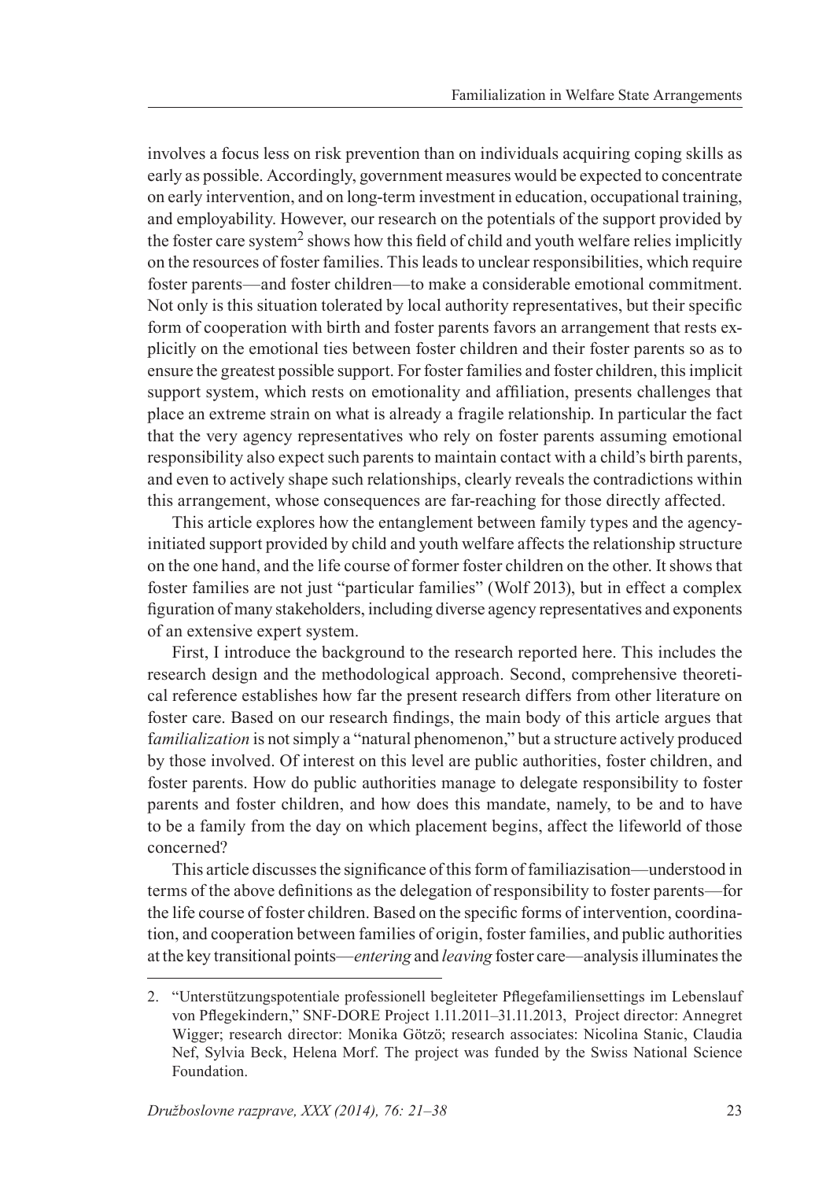involves a focus less on risk prevention than on individuals acquiring coping skills as early as possible. Accordingly, government measures would be expected to concentrate on early intervention, and on long-term investment in education, occupational training, and employability. However, our research on the potentials of the support provided by the foster care system[2] shows how this field of child and youth welfare relies implicitly on the resources of foster families. This leads to unclear responsibilities, which require foster parents—and foster children—to make a considerable emotional commitment. Not only is this situation tolerated by local authority representatives, but their specific form of cooperation with birth and foster parents favors an arrangement that rests explicitly on the emotional ties between foster children and their foster parents so as to ensure the greatest possible support. For foster families and foster children, this implicit support system, which rests on emotionality and affiliation, presents challenges that place an extreme strain on what is already a fragile relationship. In particular the fact that the very agency representatives who rely on foster parents assuming emotional responsibility also expect such parents to maintain contact with a child's birth parents, and even to actively shape such relationships, clearly reveals the contradictions within this arrangement, whose consequences are far-reaching for those directly affected.

This article explores how the entanglement between family types and the agency-initiated support provided by child and youth welfare affects the relationship structure on the one hand, and the life course of former foster children on the other. It shows that foster families are not just "particular families" (Wolf 2013), but in effect a complex figuration of many stakeholders, including diverse agency representatives and exponents of an extensive expert system.

First, I introduce the background to the research reported here. This includes the research design and the methodological approach. Second, comprehensive theoretical reference establishes how far the present research differs from other literature on foster care. Based on our research findings, the main body of this article argues that f*amilialization* is not simply a "natural phenomenon," but a structure actively produced by those involved. Of interest on this level are public authorities, foster children, and foster parents. How do public authorities manage to delegate responsibility to foster parents and foster children, and how does this mandate, namely, to be and to have to be a family from the day on which placement begins, affect the lifeworld of those concerned?

This article discusses the significance of this form of familiazisation—understood in terms of the above definitions as the delegation of responsibility to foster parents—for the life course of foster children. Based on the specific forms of intervention, coordination, and cooperation between families of origin, foster families, and public authorities at the key transitional points—*entering* and *leaving* foster care—analysis illuminates the

2. "Unterstützungspotentiale professionell begleiteter Pflegefamiliensettings im Lebenslauf von Pflegekindern," SNF-DORE Project 1.11.2011–31.11.2013, Project director: Annegret Wigger; research director: Monika Götzö; research associates: Nicolina Stanic, Claudia Nef, Sylvia Beck, Helena Morf. The project was funded by the Swiss National Science Foundation.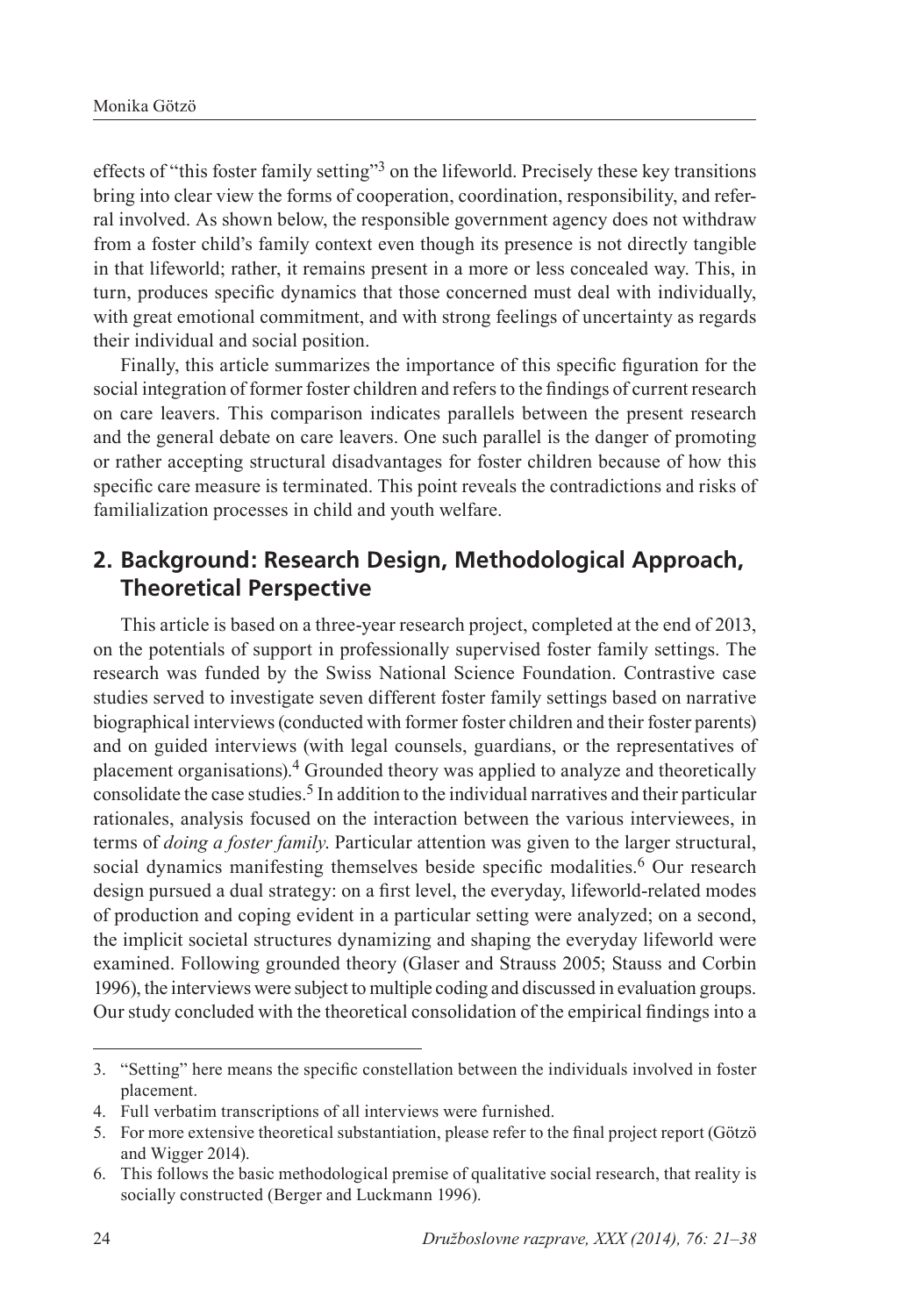effects of "this foster family setting"[3] on the lifeworld. Precisely these key transitions bring into clear view the forms of cooperation, coordination, responsibility, and referral involved. As shown below, the responsible government agency does not withdraw from a foster child's family context even though its presence is not directly tangible in that lifeworld; rather, it remains present in a more or less concealed way. This, in turn, produces specific dynamics that those concerned must deal with individually, with great emotional commitment, and with strong feelings of uncertainty as regards their individual and social position.

Finally, this article summarizes the importance of this specific figuration for the social integration of former foster children and refers to the findings of current research on care leavers. This comparison indicates parallels between the present research and the general debate on care leavers. One such parallel is the danger of promoting or rather accepting structural disadvantages for foster children because of how this specific care measure is terminated. This point reveals the contradictions and risks of familialization processes in child and youth welfare.

## 2. Background: Research Design, Methodological Approach, Theoretical Perspective

This article is based on a three-year research project, completed at the end of 2013, on the potentials of support in professionally supervised foster family settings. The research was funded by the Swiss National Science Foundation. Contrastive case studies served to investigate seven different foster family settings based on narrative biographical interviews (conducted with former foster children and their foster parents) and on guided interviews (with legal counsels, guardians, or the representatives of placement organisations).[4] Grounded theory was applied to analyze and theoretically consolidate the case studies.[5] In addition to the individual narratives and their particular rationales, analysis focused on the interaction between the various interviewees, in terms of *doing a foster family*. Particular attention was given to the larger structural, social dynamics manifesting themselves beside specific modalities.[6] Our research design pursued a dual strategy: on a first level, the everyday, lifeworld-related modes of production and coping evident in a particular setting were analyzed; on a second, the implicit societal structures dynamizing and shaping the everyday lifeworld were examined. Following grounded theory (Glaser and Strauss 2005; Stauss and Corbin 1996), the interviews were subject to multiple coding and discussed in evaluation groups. Our study concluded with the theoretical consolidation of the empirical findings into a

---

3. "Setting" here means the specific constellation between the individuals involved in foster placement.
4. Full verbatim transcriptions of all interviews were furnished.
5. For more extensive theoretical substantiation, please refer to the final project report (Götzö and Wigger 2014).
6. This follows the basic methodological premise of qualitative social research, that reality is socially constructed (Berger and Luckmann 1996).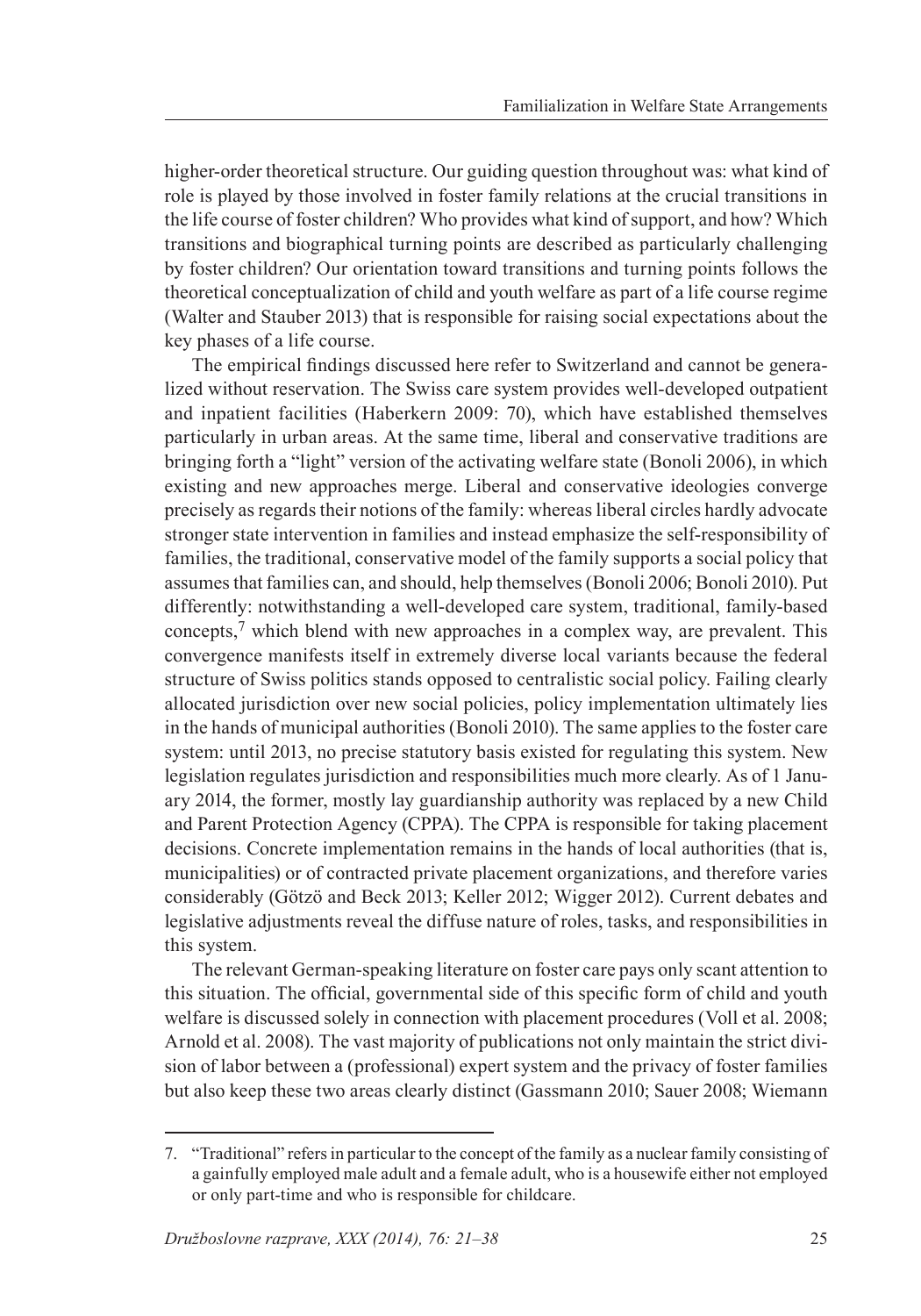higher-order theoretical structure. Our guiding question throughout was: what kind of role is played by those involved in foster family relations at the crucial transitions in the life course of foster children? Who provides what kind of support, and how? Which transitions and biographical turning points are described as particularly challenging by foster children? Our orientation toward transitions and turning points follows the theoretical conceptualization of child and youth welfare as part of a life course regime (Walter and Stauber 2013) that is responsible for raising social expectations about the key phases of a life course.

The empirical findings discussed here refer to Switzerland and cannot be generalized without reservation. The Swiss care system provides well-developed outpatient and inpatient facilities (Haberkern 2009: 70), which have established themselves particularly in urban areas. At the same time, liberal and conservative traditions are bringing forth a "light" version of the activating welfare state (Bonoli 2006), in which existing and new approaches merge. Liberal and conservative ideologies converge precisely as regards their notions of the family: whereas liberal circles hardly advocate stronger state intervention in families and instead emphasize the self-responsibility of families, the traditional, conservative model of the family supports a social policy that assumes that families can, and should, help themselves (Bonoli 2006; Bonoli 2010). Put differently: notwithstanding a well-developed care system, traditional, family-based concepts,[7] which blend with new approaches in a complex way, are prevalent. This convergence manifests itself in extremely diverse local variants because the federal structure of Swiss politics stands opposed to centralistic social policy. Failing clearly allocated jurisdiction over new social policies, policy implementation ultimately lies in the hands of municipal authorities (Bonoli 2010). The same applies to the foster care system: until 2013, no precise statutory basis existed for regulating this system. New legislation regulates jurisdiction and responsibilities much more clearly. As of 1 January 2014, the former, mostly lay guardianship authority was replaced by a new Child and Parent Protection Agency (CPPA). The CPPA is responsible for taking placement decisions. Concrete implementation remains in the hands of local authorities (that is, municipalities) or of contracted private placement organizations, and therefore varies considerably (Götzö and Beck 2013; Keller 2012; Wigger 2012). Current debates and legislative adjustments reveal the diffuse nature of roles, tasks, and responsibilities in this system.

The relevant German-speaking literature on foster care pays only scant attention to this situation. The official, governmental side of this specific form of child and youth welfare is discussed solely in connection with placement procedures (Voll et al. 2008; Arnold et al. 2008). The vast majority of publications not only maintain the strict division of labor between a (professional) expert system and the privacy of foster families but also keep these two areas clearly distinct (Gassmann 2010; Sauer 2008; Wiemann

---

7. "Traditional" refers in particular to the concept of the family as a nuclear family consisting of a gainfully employed male adult and a female adult, who is a housewife either not employed or only part-time and who is responsible for childcare.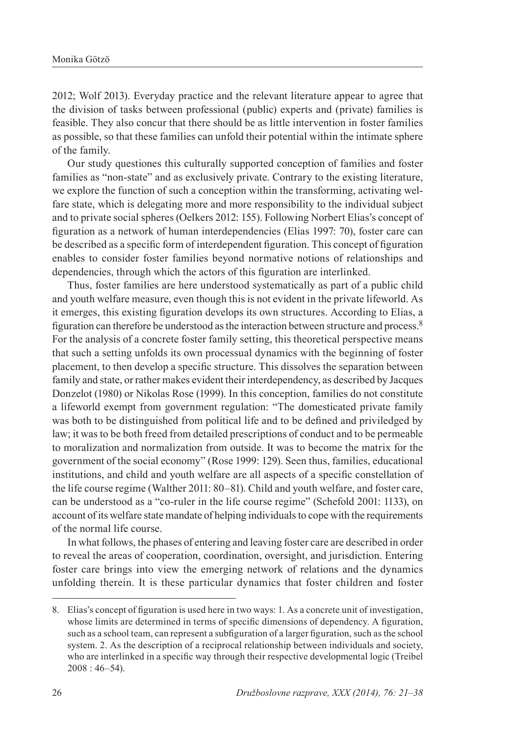2012; Wolf 2013). Everyday practice and the relevant literature appear to agree that the division of tasks between professional (public) experts and (private) families is feasible. They also concur that there should be as little intervention in foster families as possible, so that these families can unfold their potential within the intimate sphere of the family.

Our study questiones this culturally supported conception of families and foster families as "non-state" and as exclusively private. Contrary to the existing literature, we explore the function of such a conception within the transforming, activating welfare state, which is delegating more and more responsibility to the individual subject and to private social spheres (Oelkers 2012: 155). Following Norbert Elias's concept of figuration as a network of human interdependencies (Elias 1997: 70), foster care can be described as a specific form of interdependent figuration. This concept of figuration enables to consider foster families beyond normative notions of relationships and dependencies, through which the actors of this figuration are interlinked.

Thus, foster families are here understood systematically as part of a public child and youth welfare measure, even though this is not evident in the private lifeworld. As it emerges, this existing figuration develops its own structures. According to Elias, a figuration can therefore be understood as the interaction between structure and process.[8] For the analysis of a concrete foster family setting, this theoretical perspective means that such a setting unfolds its own processual dynamics with the beginning of foster placement, to then develop a specific structure. This dissolves the separation between family and state, or rather makes evident their interdependency, as described by Jacques Donzelot (1980) or Nikolas Rose (1999). In this conception, families do not constitute a lifeworld exempt from government regulation: "The domesticated private family was both to be distinguished from political life and to be defined and priviledged by law; it was to be both freed from detailed prescriptions of conduct and to be permeable to moralization and normalization from outside. It was to become the matrix for the government of the social economy" (Rose 1999: 129). Seen thus, families, educational institutions, and child and youth welfare are all aspects of a specific constellation of the life course regime (Walther 2011: 80–81). Child and youth welfare, and foster care, can be understood as a "co-ruler in the life course regime" (Schefold 2001: 1133), on account of its welfare state mandate of helping individuals to cope with the requirements of the normal life course.

In what follows, the phases of entering and leaving foster care are described in order to reveal the areas of cooperation, coordination, oversight, and jurisdiction. Entering foster care brings into view the emerging network of relations and the dynamics unfolding therein. It is these particular dynamics that foster children and foster

8. Elias's concept of figuration is used here in two ways: 1. As a concrete unit of investigation, whose limits are determined in terms of specific dimensions of dependency. A figuration, such as a school team, can represent a subfiguration of a larger figuration, such as the school system. 2. As the description of a reciprocal relationship between individuals and society, who are interlinked in a specific way through their respective developmental logic (Treibel 2008 : 46–54).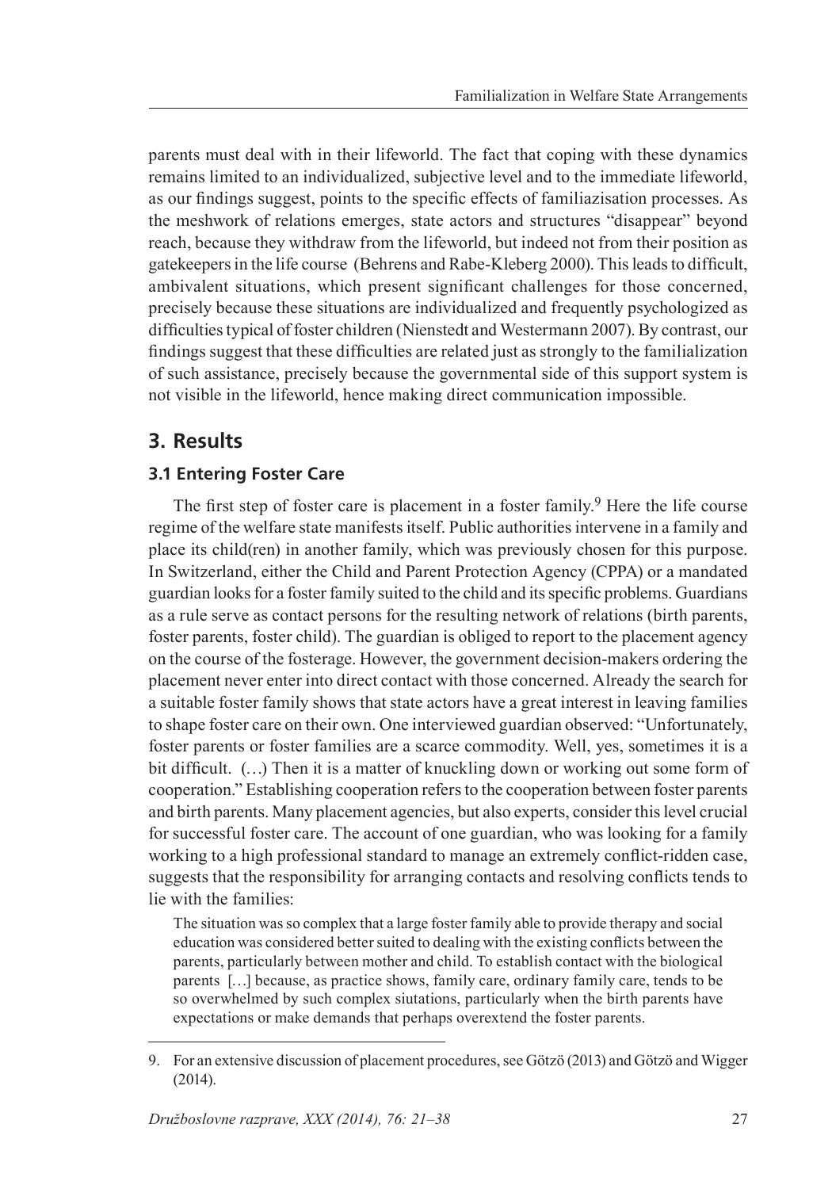parents must deal with in their lifeworld. The fact that coping with these dynamics remains limited to an individualized, subjective level and to the immediate lifeworld, as our findings suggest, points to the specific effects of familiazisation processes. As the meshwork of relations emerges, state actors and structures "disappear" beyond reach, because they withdraw from the lifeworld, but indeed not from their position as gatekeepers in the life course (Behrens and Rabe-Kleberg 2000). This leads to difficult, ambivalent situations, which present significant challenges for those concerned, precisely because these situations are individualized and frequently psychologized as difficulties typical of foster children (Nienstedt and Westermann 2007). By contrast, our findings suggest that these difficulties are related just as strongly to the familialization of such assistance, precisely because the governmental side of this support system is not visible in the lifeworld, hence making direct communication impossible.

## 3. Results

### 3.1 Entering Foster Care

The first step of foster care is placement in a foster family.[9] Here the life course regime of the welfare state manifests itself. Public authorities intervene in a family and place its child(ren) in another family, which was previously chosen for this purpose. In Switzerland, either the Child and Parent Protection Agency (CPPA) or a mandated guardian looks for a foster family suited to the child and its specific problems. Guardians as a rule serve as contact persons for the resulting network of relations (birth parents, foster parents, foster child). The guardian is obliged to report to the placement agency on the course of the fosterage. However, the government decision-makers ordering the placement never enter into direct contact with those concerned. Already the search for a suitable foster family shows that state actors have a great interest in leaving families to shape foster care on their own. One interviewed guardian observed: "Unfortunately, foster parents or foster families are a scarce commodity. Well, yes, sometimes it is a bit difficult. (…) Then it is a matter of knuckling down or working out some form of cooperation." Establishing cooperation refers to the cooperation between foster parents and birth parents. Many placement agencies, but also experts, consider this level crucial for successful foster care. The account of one guardian, who was looking for a family working to a high professional standard to manage an extremely conflict-ridden case, suggests that the responsibility for arranging contacts and resolving conflicts tends to lie with the families:

> The situation was so complex that a large foster family able to provide therapy and social education was considered better suited to dealing with the existing conflicts between the parents, particularly between mother and child. To establish contact with the biological parents […] because, as practice shows, family care, ordinary family care, tends to be so overwhelmed by such complex siutations, particularly when the birth parents have expectations or make demands that perhaps overextend the foster parents.

---

9. For an extensive discussion of placement procedures, see Götzö (2013) and Götzö and Wigger (2014).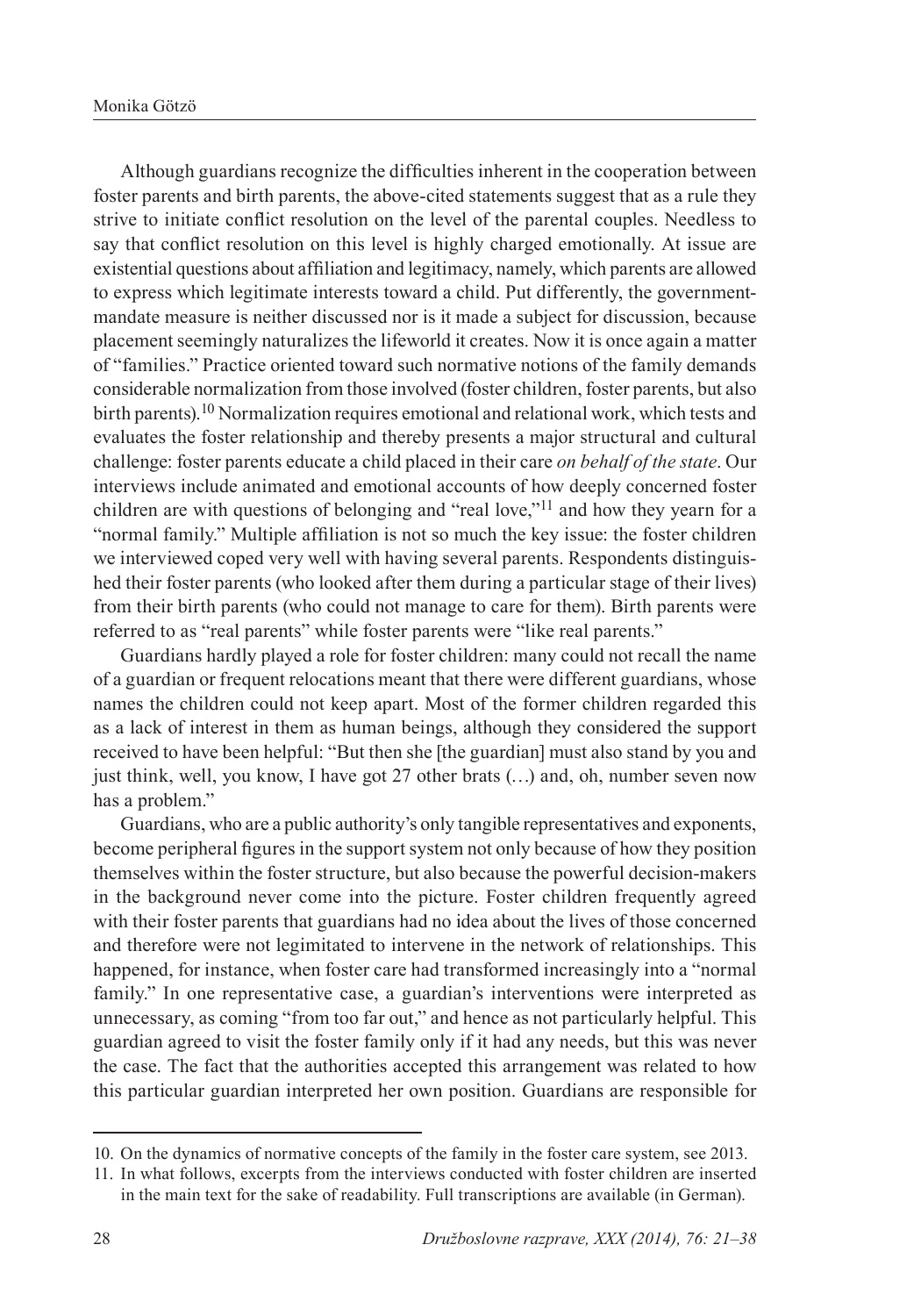Although guardians recognize the difficulties inherent in the cooperation between foster parents and birth parents, the above-cited statements suggest that as a rule they strive to initiate conflict resolution on the level of the parental couples. Needless to say that conflict resolution on this level is highly charged emotionally. At issue are existential questions about affiliation and legitimacy, namely, which parents are allowed to express which legitimate interests toward a child. Put differently, the government-mandate measure is neither discussed nor is it made a subject for discussion, because placement seemingly naturalizes the lifeworld it creates. Now it is once again a matter of "families." Practice oriented toward such normative notions of the family demands considerable normalization from those involved (foster children, foster parents, but also birth parents).[10] Normalization requires emotional and relational work, which tests and evaluates the foster relationship and thereby presents a major structural and cultural challenge: foster parents educate a child placed in their care *on behalf of the state*. Our interviews include animated and emotional accounts of how deeply concerned foster children are with questions of belonging and "real love,"[11] and how they yearn for a "normal family." Multiple affiliation is not so much the key issue: the foster children we interviewed coped very well with having several parents. Respondents distinguished their foster parents (who looked after them during a particular stage of their lives) from their birth parents (who could not manage to care for them). Birth parents were referred to as "real parents" while foster parents were "like real parents."

Guardians hardly played a role for foster children: many could not recall the name of a guardian or frequent relocations meant that there were different guardians, whose names the children could not keep apart. Most of the former children regarded this as a lack of interest in them as human beings, although they considered the support received to have been helpful: "But then she [the guardian] must also stand by you and just think, well, you know, I have got 27 other brats (…) and, oh, number seven now has a problem."

Guardians, who are a public authority's only tangible representatives and exponents, become peripheral figures in the support system not only because of how they position themselves within the foster structure, but also because the powerful decision-makers in the background never come into the picture. Foster children frequently agreed with their foster parents that guardians had no idea about the lives of those concerned and therefore were not legitimated to intervene in the network of relationships. This happened, for instance, when foster care had transformed increasingly into a "normal family." In one representative case, a guardian's interventions were interpreted as unnecessary, as coming "from too far out," and hence as not particularly helpful. This guardian agreed to visit the foster family only if it had any needs, but this was never the case. The fact that the authorities accepted this arrangement was related to how this particular guardian interpreted her own position. Guardians are responsible for

---

10. On the dynamics of normative concepts of the family in the foster care system, see 2013.
11. In what follows, excerpts from the interviews conducted with foster children are inserted in the main text for the sake of readability. Full transcriptions are available (in German).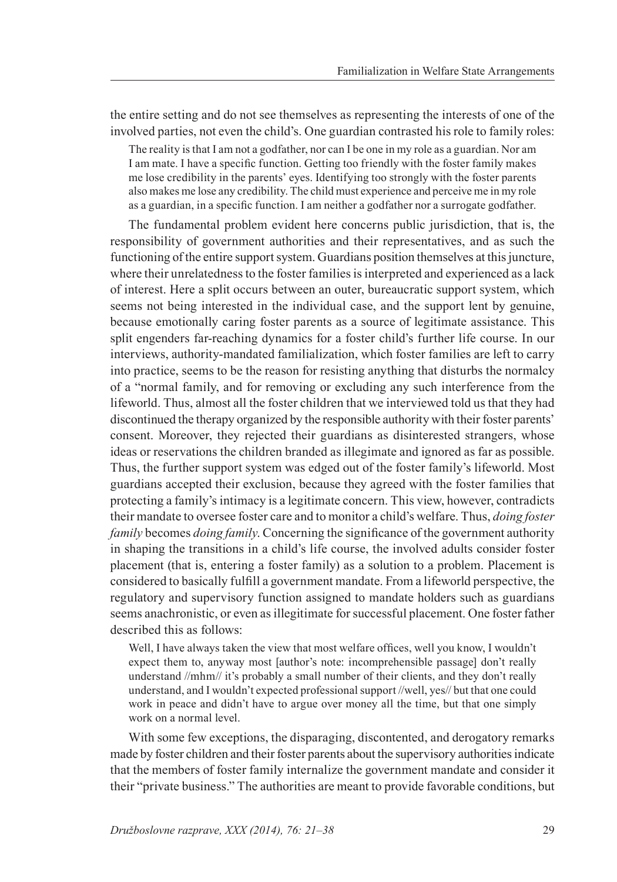the entire setting and do not see themselves as representing the interests of one of the involved parties, not even the child's. One guardian contrasted his role to family roles:

> The reality is that I am not a godfather, nor can I be one in my role as a guardian. Nor am I am mate. I have a specific function. Getting too friendly with the foster family makes me lose credibility in the parents' eyes. Identifying too strongly with the foster parents also makes me lose any credibility. The child must experience and perceive me in my role as a guardian, in a specific function. I am neither a godfather nor a surrogate godfather.

The fundamental problem evident here concerns public jurisdiction, that is, the responsibility of government authorities and their representatives, and as such the functioning of the entire support system. Guardians position themselves at this juncture, where their unrelatedness to the foster families is interpreted and experienced as a lack of interest. Here a split occurs between an outer, bureaucratic support system, which seems not being interested in the individual case, and the support lent by genuine, because emotionally caring foster parents as a source of legitimate assistance. This split engenders far-reaching dynamics for a foster child's further life course. In our interviews, authority-mandated familialization, which foster families are left to carry into practice, seems to be the reason for resisting anything that disturbs the normalcy of a "normal family, and for removing or excluding any such interference from the lifeworld. Thus, almost all the foster children that we interviewed told us that they had discontinued the therapy organized by the responsible authority with their foster parents' consent. Moreover, they rejected their guardians as disinterested strangers, whose ideas or reservations the children branded as illegimate and ignored as far as possible. Thus, the further support system was edged out of the foster family's lifeworld. Most guardians accepted their exclusion, because they agreed with the foster families that protecting a family's intimacy is a legitimate concern. This view, however, contradicts their mandate to oversee foster care and to monitor a child's welfare. Thus, *doing foster family* becomes *doing family*. Concerning the significance of the government authority in shaping the transitions in a child's life course, the involved adults consider foster placement (that is, entering a foster family) as a solution to a problem. Placement is considered to basically fulfill a government mandate. From a lifeworld perspective, the regulatory and supervisory function assigned to mandate holders such as guardians seems anachronistic, or even as illegitimate for successful placement. One foster father described this as follows:

> Well, I have always taken the view that most welfare offices, well you know, I wouldn't expect them to, anyway most [author's note: incomprehensible passage] don't really understand //mhm// it's probably a small number of their clients, and they don't really understand, and I wouldn't expected professional support //well, yes// but that one could work in peace and didn't have to argue over money all the time, but that one simply work on a normal level.

With some few exceptions, the disparaging, discontented, and derogatory remarks made by foster children and their foster parents about the supervisory authorities indicate that the members of foster family internalize the government mandate and consider it their "private business." The authorities are meant to provide favorable conditions, but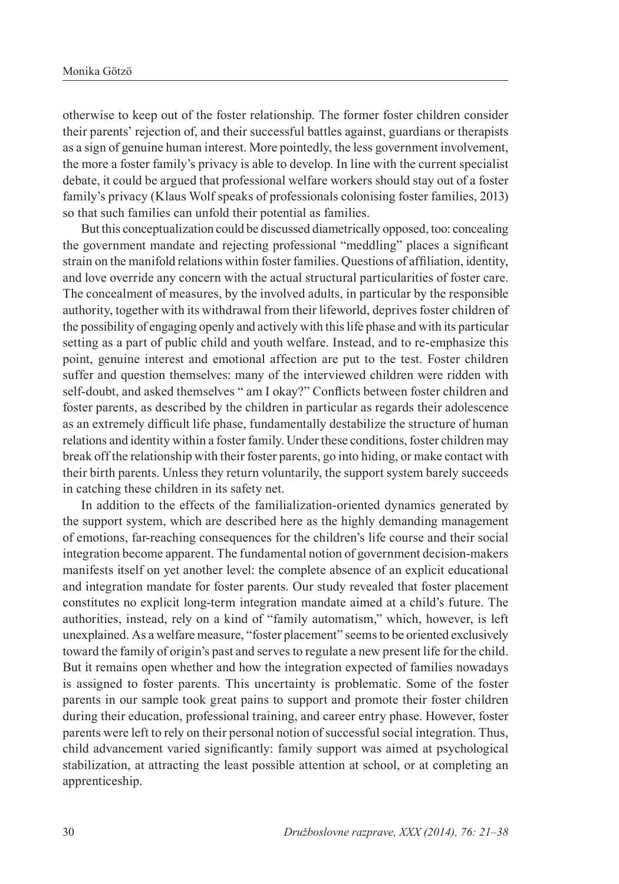otherwise to keep out of the foster relationship. The former foster children consider their parents' rejection of, and their successful battles against, guardians or therapists as a sign of genuine human interest. More pointedly, the less government involvement, the more a foster family's privacy is able to develop. In line with the current specialist debate, it could be argued that professional welfare workers should stay out of a foster family's privacy (Klaus Wolf speaks of professionals colonising foster families, 2013) so that such families can unfold their potential as families.

But this conceptualization could be discussed diametrically opposed, too: concealing the government mandate and rejecting professional "meddling" places a significant strain on the manifold relations within foster families. Questions of affiliation, identity, and love override any concern with the actual structural particularities of foster care. The concealment of measures, by the involved adults, in particular by the responsible authority, together with its withdrawal from their lifeworld, deprives foster children of the possibility of engaging openly and actively with this life phase and with its particular setting as a part of public child and youth welfare. Instead, and to re-emphasize this point, genuine interest and emotional affection are put to the test. Foster children suffer and question themselves: many of the interviewed children were ridden with self-doubt, and asked themselves " am I okay?" Conflicts between foster children and foster parents, as described by the children in particular as regards their adolescence as an extremely difficult life phase, fundamentally destabilize the structure of human relations and identity within a foster family. Under these conditions, foster children may break off the relationship with their foster parents, go into hiding, or make contact with their birth parents. Unless they return voluntarily, the support system barely succeeds in catching these children in its safety net.

In addition to the effects of the familialization-oriented dynamics generated by the support system, which are described here as the highly demanding management of emotions, far-reaching consequences for the children's life course and their social integration become apparent. The fundamental notion of government decision-makers manifests itself on yet another level: the complete absence of an explicit educational and integration mandate for foster parents. Our study revealed that foster placement constitutes no explicit long-term integration mandate aimed at a child's future. The authorities, instead, rely on a kind of "family automatism," which, however, is left unexplained. As a welfare measure, "foster placement" seems to be oriented exclusively toward the family of origin's past and serves to regulate a new present life for the child. But it remains open whether and how the integration expected of families nowadays is assigned to foster parents. This uncertainty is problematic. Some of the foster parents in our sample took great pains to support and promote their foster children during their education, professional training, and career entry phase. However, foster parents were left to rely on their personal notion of successful social integration. Thus, child advancement varied significantly: family support was aimed at psychological stabilization, at attracting the least possible attention at school, or at completing an apprenticeship.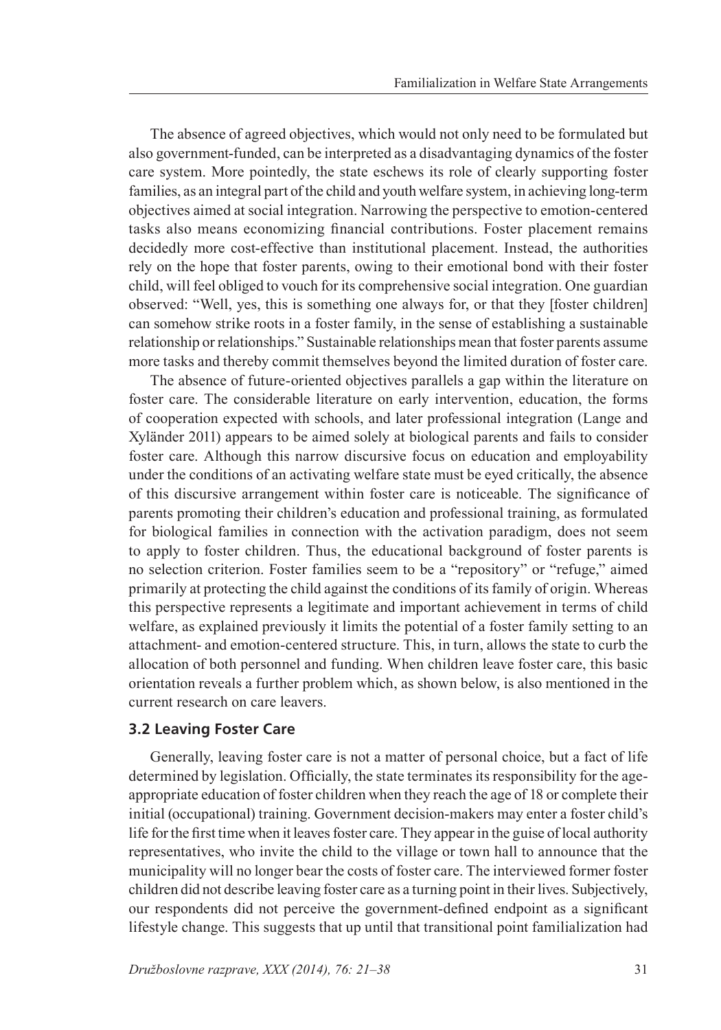The absence of agreed objectives, which would not only need to be formulated but also government-funded, can be interpreted as a disadvantaging dynamics of the foster care system. More pointedly, the state eschews its role of clearly supporting foster families, as an integral part of the child and youth welfare system, in achieving long-term objectives aimed at social integration. Narrowing the perspective to emotion-centered tasks also means economizing financial contributions. Foster placement remains decidedly more cost-effective than institutional placement. Instead, the authorities rely on the hope that foster parents, owing to their emotional bond with their foster child, will feel obliged to vouch for its comprehensive social integration. One guardian observed: "Well, yes, this is something one always for, or that they [foster children] can somehow strike roots in a foster family, in the sense of establishing a sustainable relationship or relationships." Sustainable relationships mean that foster parents assume more tasks and thereby commit themselves beyond the limited duration of foster care.

The absence of future-oriented objectives parallels a gap within the literature on foster care. The considerable literature on early intervention, education, the forms of cooperation expected with schools, and later professional integration (Lange and Xyländer 2011) appears to be aimed solely at biological parents and fails to consider foster care. Although this narrow discursive focus on education and employability under the conditions of an activating welfare state must be eyed critically, the absence of this discursive arrangement within foster care is noticeable. The significance of parents promoting their children's education and professional training, as formulated for biological families in connection with the activation paradigm, does not seem to apply to foster children. Thus, the educational background of foster parents is no selection criterion. Foster families seem to be a "repository" or "refuge," aimed primarily at protecting the child against the conditions of its family of origin. Whereas this perspective represents a legitimate and important achievement in terms of child welfare, as explained previously it limits the potential of a foster family setting to an attachment- and emotion-centered structure. This, in turn, allows the state to curb the allocation of both personnel and funding. When children leave foster care, this basic orientation reveals a further problem which, as shown below, is also mentioned in the current research on care leavers.

### 3.2 Leaving Foster Care

Generally, leaving foster care is not a matter of personal choice, but a fact of life determined by legislation. Officially, the state terminates its responsibility for the age-appropriate education of foster children when they reach the age of 18 or complete their initial (occupational) training. Government decision-makers may enter a foster child's life for the first time when it leaves foster care. They appear in the guise of local authority representatives, who invite the child to the village or town hall to announce that the municipality will no longer bear the costs of foster care. The interviewed former foster children did not describe leaving foster care as a turning point in their lives. Subjectively, our respondents did not perceive the government-defined endpoint as a significant lifestyle change. This suggests that up until that transitional point familialization had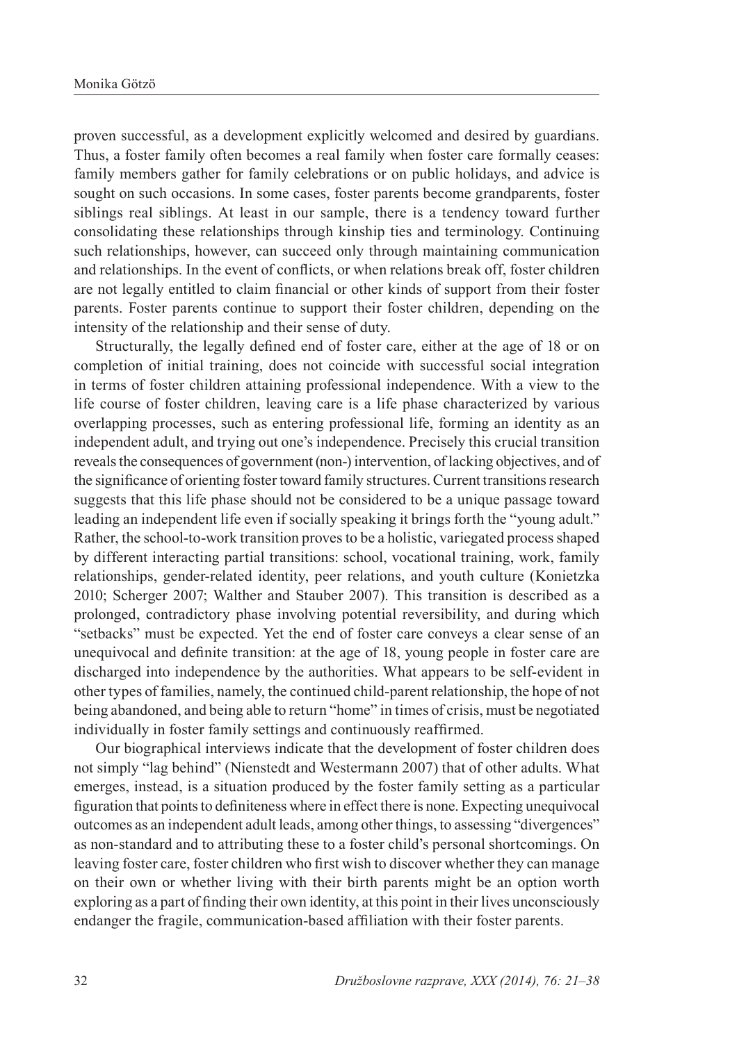proven successful, as a development explicitly welcomed and desired by guardians. Thus, a foster family often becomes a real family when foster care formally ceases: family members gather for family celebrations or on public holidays, and advice is sought on such occasions. In some cases, foster parents become grandparents, foster siblings real siblings. At least in our sample, there is a tendency toward further consolidating these relationships through kinship ties and terminology. Continuing such relationships, however, can succeed only through maintaining communication and relationships. In the event of conflicts, or when relations break off, foster children are not legally entitled to claim financial or other kinds of support from their foster parents. Foster parents continue to support their foster children, depending on the intensity of the relationship and their sense of duty.

Structurally, the legally defined end of foster care, either at the age of 18 or on completion of initial training, does not coincide with successful social integration in terms of foster children attaining professional independence. With a view to the life course of foster children, leaving care is a life phase characterized by various overlapping processes, such as entering professional life, forming an identity as an independent adult, and trying out one's independence. Precisely this crucial transition reveals the consequences of government (non-) intervention, of lacking objectives, and of the significance of orienting foster toward family structures. Current transitions research suggests that this life phase should not be considered to be a unique passage toward leading an independent life even if socially speaking it brings forth the "young adult." Rather, the school-to-work transition proves to be a holistic, variegated process shaped by different interacting partial transitions: school, vocational training, work, family relationships, gender-related identity, peer relations, and youth culture (Konietzka 2010; Scherger 2007; Walther and Stauber 2007). This transition is described as a prolonged, contradictory phase involving potential reversibility, and during which "setbacks" must be expected. Yet the end of foster care conveys a clear sense of an unequivocal and definite transition: at the age of 18, young people in foster care are discharged into independence by the authorities. What appears to be self-evident in other types of families, namely, the continued child-parent relationship, the hope of not being abandoned, and being able to return "home" in times of crisis, must be negotiated individually in foster family settings and continuously reaffirmed.

Our biographical interviews indicate that the development of foster children does not simply "lag behind" (Nienstedt and Westermann 2007) that of other adults. What emerges, instead, is a situation produced by the foster family setting as a particular figuration that points to definiteness where in effect there is none. Expecting unequivocal outcomes as an independent adult leads, among other things, to assessing "divergences" as non-standard and to attributing these to a foster child's personal shortcomings. On leaving foster care, foster children who first wish to discover whether they can manage on their own or whether living with their birth parents might be an option worth exploring as a part of finding their own identity, at this point in their lives unconsciously endanger the fragile, communication-based affiliation with their foster parents.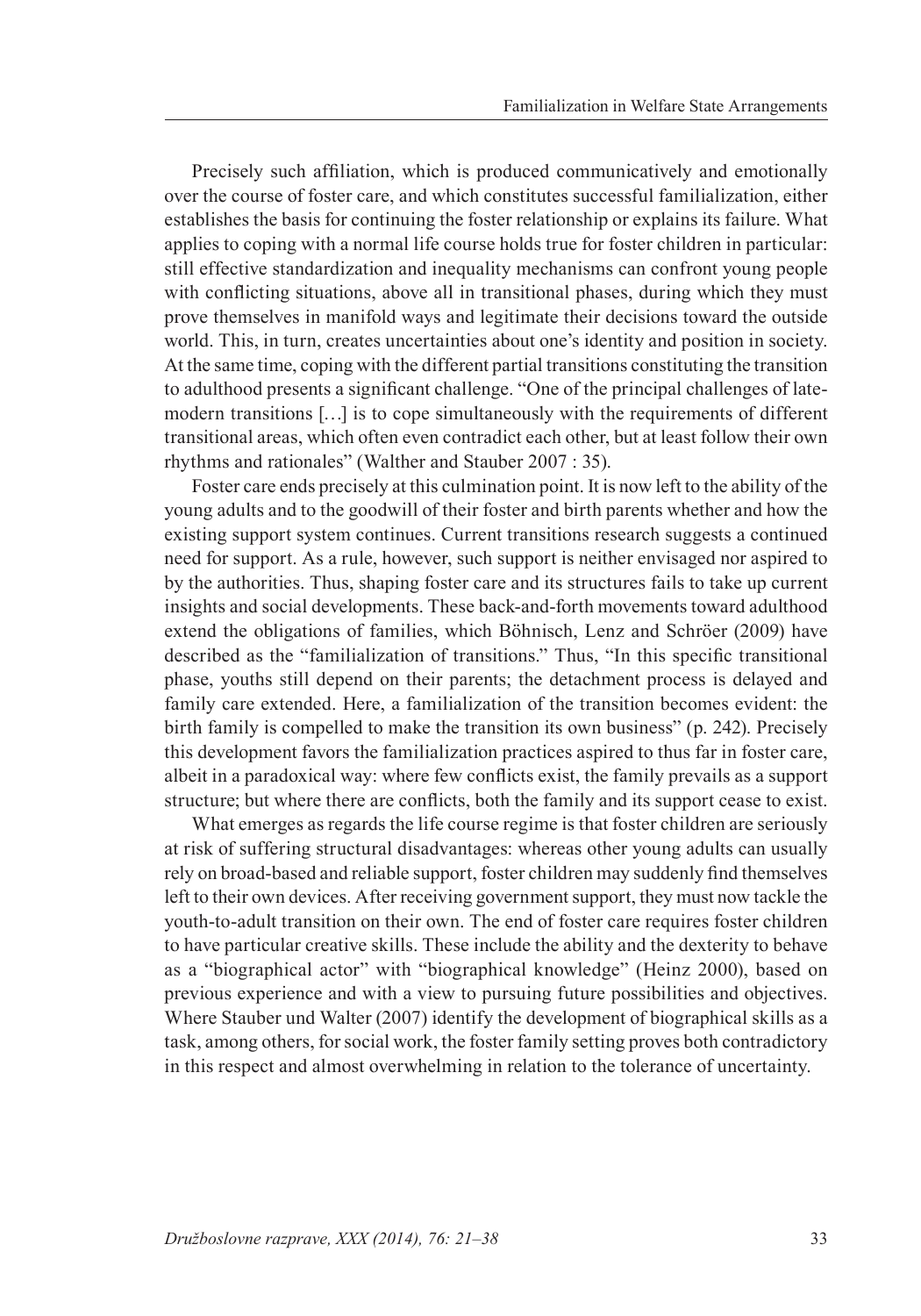Precisely such affiliation, which is produced communicatively and emotionally over the course of foster care, and which constitutes successful familialization, either establishes the basis for continuing the foster relationship or explains its failure. What applies to coping with a normal life course holds true for foster children in particular: still effective standardization and inequality mechanisms can confront young people with conflicting situations, above all in transitional phases, during which they must prove themselves in manifold ways and legitimate their decisions toward the outside world. This, in turn, creates uncertainties about one's identity and position in society. At the same time, coping with the different partial transitions constituting the transition to adulthood presents a significant challenge. "One of the principal challenges of late-modern transitions […] is to cope simultaneously with the requirements of different transitional areas, which often even contradict each other, but at least follow their own rhythms and rationales" (Walther and Stauber 2007 : 35).

Foster care ends precisely at this culmination point. It is now left to the ability of the young adults and to the goodwill of their foster and birth parents whether and how the existing support system continues. Current transitions research suggests a continued need for support. As a rule, however, such support is neither envisaged nor aspired to by the authorities. Thus, shaping foster care and its structures fails to take up current insights and social developments. These back-and-forth movements toward adulthood extend the obligations of families, which Böhnisch, Lenz and Schröer (2009) have described as the "familialization of transitions." Thus, "In this specific transitional phase, youths still depend on their parents; the detachment process is delayed and family care extended. Here, a familialization of the transition becomes evident: the birth family is compelled to make the transition its own business" (p. 242). Precisely this development favors the familialization practices aspired to thus far in foster care, albeit in a paradoxical way: where few conflicts exist, the family prevails as a support structure; but where there are conflicts, both the family and its support cease to exist.

What emerges as regards the life course regime is that foster children are seriously at risk of suffering structural disadvantages: whereas other young adults can usually rely on broad-based and reliable support, foster children may suddenly find themselves left to their own devices. After receiving government support, they must now tackle the youth-to-adult transition on their own. The end of foster care requires foster children to have particular creative skills. These include the ability and the dexterity to behave as a "biographical actor" with "biographical knowledge" (Heinz 2000), based on previous experience and with a view to pursuing future possibilities and objectives. Where Stauber und Walter (2007) identify the development of biographical skills as a task, among others, for social work, the foster family setting proves both contradictory in this respect and almost overwhelming in relation to the tolerance of uncertainty.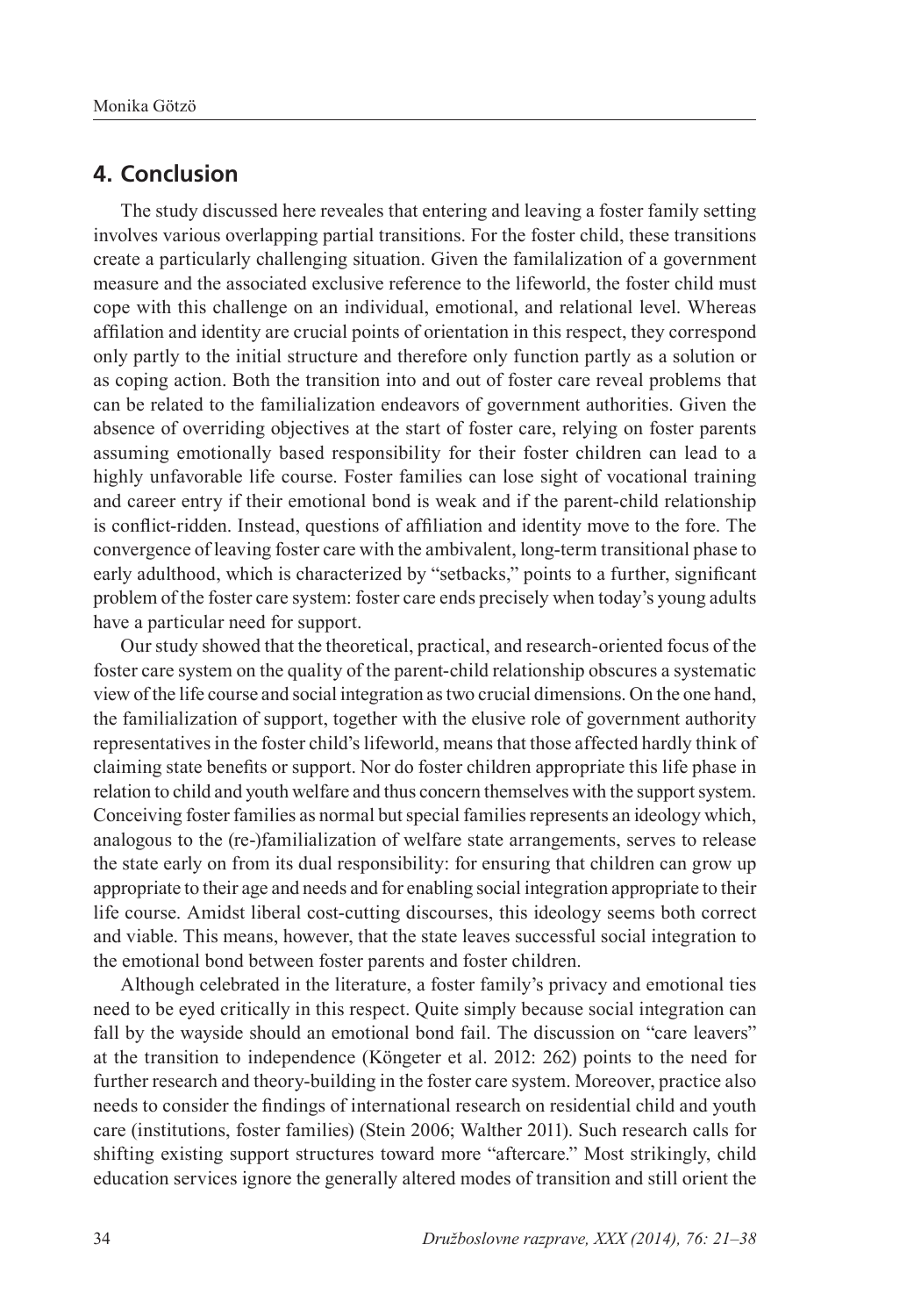## 4. Conclusion

The study discussed here reveales that entering and leaving a foster family setting involves various overlapping partial transitions. For the foster child, these transitions create a particularly challenging situation. Given the familalization of a government measure and the associated exclusive reference to the lifeworld, the foster child must cope with this challenge on an individual, emotional, and relational level. Whereas affilation and identity are crucial points of orientation in this respect, they correspond only partly to the initial structure and therefore only function partly as a solution or as coping action. Both the transition into and out of foster care reveal problems that can be related to the familialization endeavors of government authorities. Given the absence of overriding objectives at the start of foster care, relying on foster parents assuming emotionally based responsibility for their foster children can lead to a highly unfavorable life course. Foster families can lose sight of vocational training and career entry if their emotional bond is weak and if the parent-child relationship is conflict-ridden. Instead, questions of affiliation and identity move to the fore. The convergence of leaving foster care with the ambivalent, long-term transitional phase to early adulthood, which is characterized by "setbacks," points to a further, significant problem of the foster care system: foster care ends precisely when today's young adults have a particular need for support.

Our study showed that the theoretical, practical, and research-oriented focus of the foster care system on the quality of the parent-child relationship obscures a systematic view of the life course and social integration as two crucial dimensions. On the one hand, the familialization of support, together with the elusive role of government authority representatives in the foster child's lifeworld, means that those affected hardly think of claiming state benefits or support. Nor do foster children appropriate this life phase in relation to child and youth welfare and thus concern themselves with the support system. Conceiving foster families as normal but special families represents an ideology which, analogous to the (re-)familialization of welfare state arrangements, serves to release the state early on from its dual responsibility: for ensuring that children can grow up appropriate to their age and needs and for enabling social integration appropriate to their life course. Amidst liberal cost-cutting discourses, this ideology seems both correct and viable. This means, however, that the state leaves successful social integration to the emotional bond between foster parents and foster children.

Although celebrated in the literature, a foster family's privacy and emotional ties need to be eyed critically in this respect. Quite simply because social integration can fall by the wayside should an emotional bond fail. The discussion on "care leavers" at the transition to independence (Köngeter et al. 2012: 262) points to the need for further research and theory-building in the foster care system. Moreover, practice also needs to consider the findings of international research on residential child and youth care (institutions, foster families) (Stein 2006; Walther 2011). Such research calls for shifting existing support structures toward more "aftercare." Most strikingly, child education services ignore the generally altered modes of transition and still orient the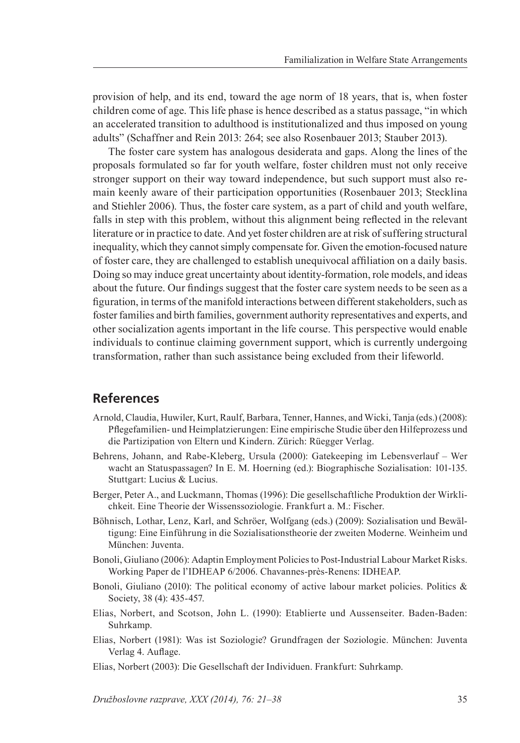provision of help, and its end, toward the age norm of 18 years, that is, when foster children come of age. This life phase is hence described as a status passage, "in which an accelerated transition to adulthood is institutionalized and thus imposed on young adults" (Schaffner and Rein 2013: 264; see also Rosenbauer 2013; Stauber 2013).

The foster care system has analogous desiderata and gaps. Along the lines of the proposals formulated so far for youth welfare, foster children must not only receive stronger support on their way toward independence, but such support must also remain keenly aware of their participation opportunities (Rosenbauer 2013; Stecklina and Stiehler 2006). Thus, the foster care system, as a part of child and youth welfare, falls in step with this problem, without this alignment being reflected in the relevant literature or in practice to date. And yet foster children are at risk of suffering structural inequality, which they cannot simply compensate for. Given the emotion-focused nature of foster care, they are challenged to establish unequivocal affiliation on a daily basis. Doing so may induce great uncertainty about identity-formation, role models, and ideas about the future. Our findings suggest that the foster care system needs to be seen as a figuration, in terms of the manifold interactions between different stakeholders, such as foster families and birth families, government authority representatives and experts, and other socialization agents important in the life course. This perspective would enable individuals to continue claiming government support, which is currently undergoing transformation, rather than such assistance being excluded from their lifeworld.

## References

Arnold, Claudia, Huwiler, Kurt, Raulf, Barbara, Tenner, Hannes, and Wicki, Tanja (eds.) (2008): Pflegefamilien- und Heimplatzierungen: Eine empirische Studie über den Hilfeprozess und die Partizipation von Eltern und Kindern. Zürich: Rüegger Verlag.

Behrens, Johann, and Rabe-Kleberg, Ursula (2000): Gatekeeping im Lebensverlauf – Wer wacht an Statuspassagen? In E. M. Hoerning (ed.): Biographische Sozialisation: 101-135. Stuttgart: Lucius & Lucius.

Berger, Peter A., and Luckmann, Thomas (1996): Die gesellschaftliche Produktion der Wirklichkeit. Eine Theorie der Wissenssoziologie. Frankfurt a. M.: Fischer.

Böhnisch, Lothar, Lenz, Karl, and Schröer, Wolfgang (eds.) (2009): Sozialisation und Bewältigung: Eine Einführung in die Sozialisationstheorie der zweiten Moderne. Weinheim und München: Juventa.

Bonoli, Giuliano (2006): Adaptin Employment Policies to Post-Industrial Labour Market Risks. Working Paper de l'IDHEAP 6/2006. Chavannes-près-Renens: IDHEAP.

Bonoli, Giuliano (2010): The political economy of active labour market policies. Politics & Society, 38 (4): 435-457.

Elias, Norbert, and Scotson, John L. (1990): Etablierte und Aussenseiter. Baden-Baden: Suhrkamp.

Elias, Norbert (1981): Was ist Soziologie? Grundfragen der Soziologie. München: Juventa Verlag 4. Auflage.

Elias, Norbert (2003): Die Gesellschaft der Individuen. Frankfurt: Suhrkamp.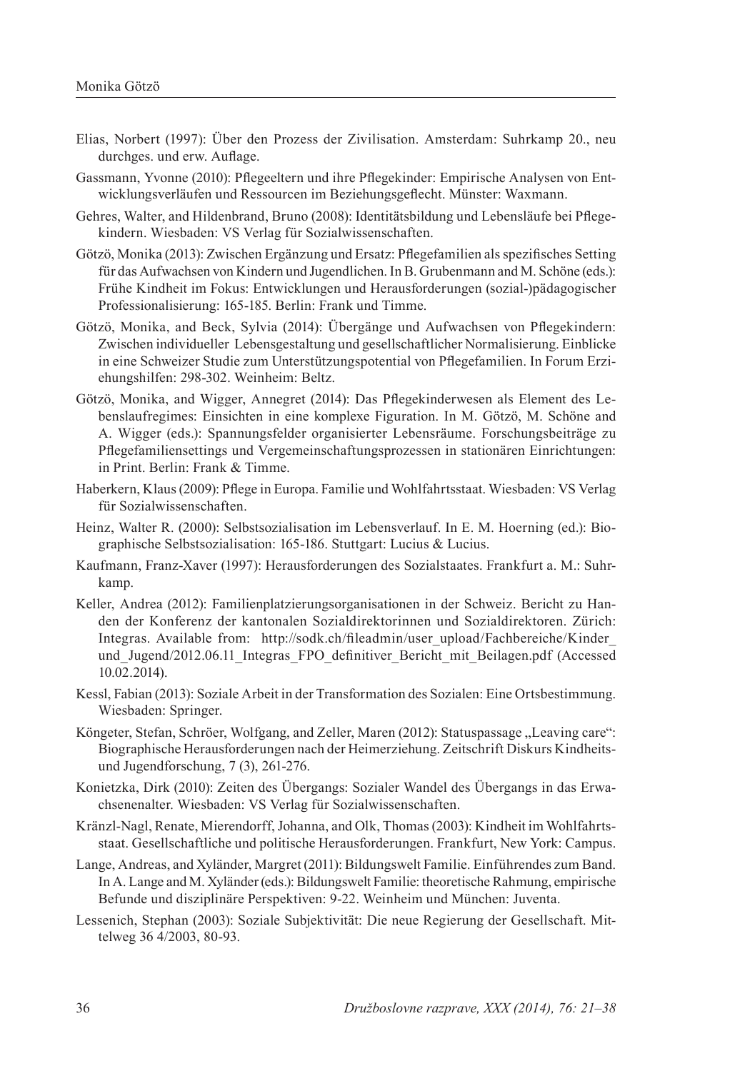Elias, Norbert (1997): Über den Prozess der Zivilisation. Amsterdam: Suhrkamp 20., neu durchges. und erw. Auflage.

Gassmann, Yvonne (2010): Pflegeeltern und ihre Pflegekinder: Empirische Analysen von Entwicklungsverläufen und Ressourcen im Beziehungsgeflecht. Münster: Waxmann.

Gehres, Walter, and Hildenbrand, Bruno (2008): Identitätsbildung und Lebensläufe bei Pflegekindern. Wiesbaden: VS Verlag für Sozialwissenschaften.

Götzö, Monika (2013): Zwischen Ergänzung und Ersatz: Pflegefamilien als spezifisches Setting für das Aufwachsen von Kindern und Jugendlichen. In B. Grubenmann and M. Schöne (eds.): Frühe Kindheit im Fokus: Entwicklungen und Herausforderungen (sozial-)pädagogischer Professionalisierung: 165-185. Berlin: Frank und Timme.

Götzö, Monika, and Beck, Sylvia (2014): Übergänge und Aufwachsen von Pflegekindern: Zwischen individueller Lebensgestaltung und gesellschaftlicher Normalisierung. Einblicke in eine Schweizer Studie zum Unterstützungspotential von Pflegefamilien. In Forum Erziehungshilfen: 298-302. Weinheim: Beltz.

Götzö, Monika, and Wigger, Annegret (2014): Das Pflegekinderwesen als Element des Lebenslaufregimes: Einsichten in eine komplexe Figuration. In M. Götzö, M. Schöne and A. Wigger (eds.): Spannungsfelder organisierter Lebensräume. Forschungsbeiträge zu Pflegefamiliensettings und Vergemeinschaftungsprozessen in stationären Einrichtungen: in Print. Berlin: Frank & Timme.

Haberkern, Klaus (2009): Pflege in Europa. Familie und Wohlfahrtsstaat. Wiesbaden: VS Verlag für Sozialwissenschaften.

Heinz, Walter R. (2000): Selbstsozialisation im Lebensverlauf. In E. M. Hoerning (ed.): Biographische Selbstsozialisation: 165-186. Stuttgart: Lucius & Lucius.

Kaufmann, Franz-Xaver (1997): Herausforderungen des Sozialstaates. Frankfurt a. M.: Suhrkamp.

Keller, Andrea (2012): Familienplatzierungsorganisationen in der Schweiz. Bericht zu Handen der Konferenz der kantonalen Sozialdirektorinnen und Sozialdirektoren. Zürich: Integras. Available from: http://sodk.ch/fileadmin/user_upload/Fachbereiche/Kinder_und_Jugend/2012.06.11_Integras_FPO_definitiver_Bericht_mit_Beilagen.pdf (Accessed 10.02.2014).

Kessl, Fabian (2013): Soziale Arbeit in der Transformation des Sozialen: Eine Ortsbestimmung. Wiesbaden: Springer.

Köngeter, Stefan, Schröer, Wolfgang, and Zeller, Maren (2012): Statuspassage „Leaving care": Biographische Herausforderungen nach der Heimerziehung. Zeitschrift Diskurs Kindheits- und Jugendforschung, 7 (3), 261-276.

Konietzka, Dirk (2010): Zeiten des Übergangs: Sozialer Wandel des Übergangs in das Erwachsenenalter. Wiesbaden: VS Verlag für Sozialwissenschaften.

Kränzl-Nagl, Renate, Mierendorff, Johanna, and Olk, Thomas (2003): Kindheit im Wohlfahrtsstaat. Gesellschaftliche und politische Herausforderungen. Frankfurt, New York: Campus.

Lange, Andreas, and Xyländer, Margret (2011): Bildungswelt Familie. Einführendes zum Band. In A. Lange and M. Xyländer (eds.): Bildungswelt Familie: theoretische Rahmung, empirische Befunde und disziplinäre Perspektiven: 9-22. Weinheim und München: Juventa.

Lessenich, Stephan (2003): Soziale Subjektivität: Die neue Regierung der Gesellschaft. Mittelweg 36 4/2003, 80-93.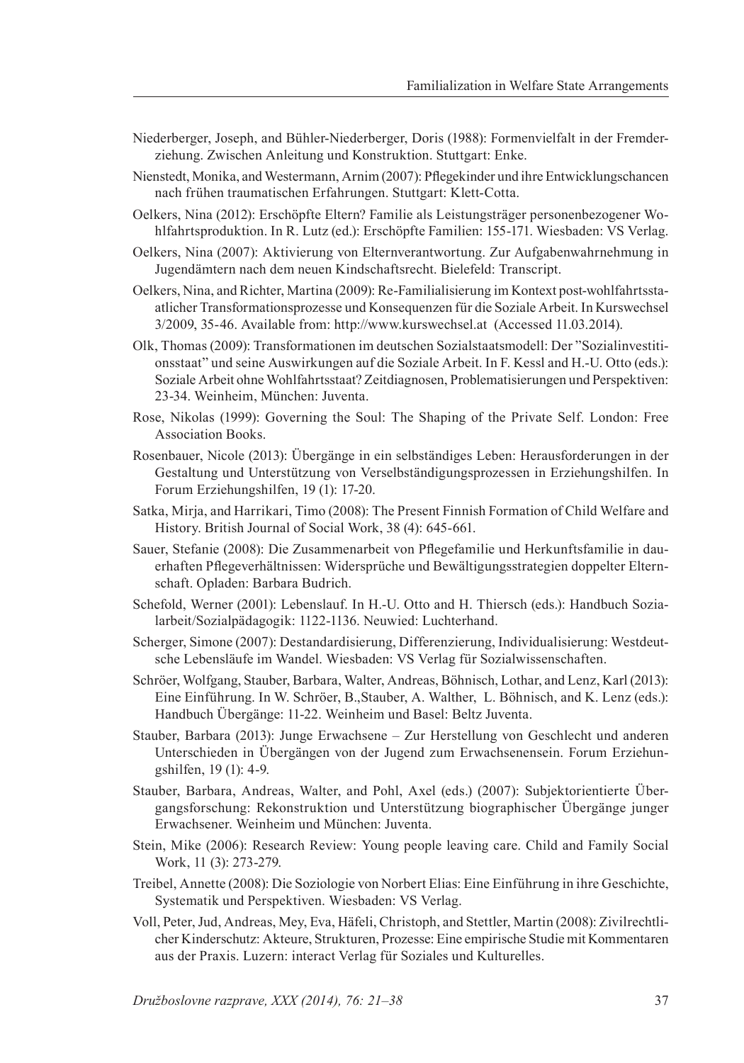Niederberger, Joseph, and Bühler-Niederberger, Doris (1988): Formenvielfalt in der Fremderziehung. Zwischen Anleitung und Konstruktion. Stuttgart: Enke.

Nienstedt, Monika, and Westermann, Arnim (2007): Pflegekinder und ihre Entwicklungschancen nach frühen traumatischen Erfahrungen. Stuttgart: Klett-Cotta.

Oelkers, Nina (2012): Erschöpfte Eltern? Familie als Leistungsträger personenbezogener Wohlfahrtsproduktion. In R. Lutz (ed.): Erschöpfte Familien: 155-171. Wiesbaden: VS Verlag.

Oelkers, Nina (2007): Aktivierung von Elternverantwortung. Zur Aufgabenwahrnehmung in Jugendämtern nach dem neuen Kindschaftsrecht. Bielefeld: Transcript.

Oelkers, Nina, and Richter, Martina (2009): Re-Familialisierung im Kontext post-wohlfahrtsstaatlicher Transformationsprozesse und Konsequenzen für die Soziale Arbeit. In Kurswechsel 3/2009, 35-46. Available from: http://www.kurswechsel.at (Accessed 11.03.2014).

Olk, Thomas (2009): Transformationen im deutschen Sozialstaatsmodell: Der "Sozialinvestitionsstaat" und seine Auswirkungen auf die Soziale Arbeit. In F. Kessl and H.-U. Otto (eds.): Soziale Arbeit ohne Wohlfahrtsstaat? Zeitdiagnosen, Problematisierungen und Perspektiven: 23-34. Weinheim, München: Juventa.

Rose, Nikolas (1999): Governing the Soul: The Shaping of the Private Self. London: Free Association Books.

Rosenbauer, Nicole (2013): Übergänge in ein selbständiges Leben: Herausforderungen in der Gestaltung und Unterstützung von Verselbständigungsprozessen in Erziehungshilfen. In Forum Erziehungshilfen, 19 (1): 17-20.

Satka, Mirja, and Harrikari, Timo (2008): The Present Finnish Formation of Child Welfare and History. British Journal of Social Work, 38 (4): 645-661.

Sauer, Stefanie (2008): Die Zusammenarbeit von Pflegefamilie und Herkunftsfamilie in dauerhaften Pflegeverhältnissen: Widersprüche und Bewältigungsstrategien doppelter Elternschaft. Opladen: Barbara Budrich.

Schefold, Werner (2001): Lebenslauf. In H.-U. Otto and H. Thiersch (eds.): Handbuch Sozialarbeit/Sozialpädagogik: 1122-1136. Neuwied: Luchterhand.

Scherger, Simone (2007): Destandardisierung, Differenzierung, Individualisierung: Westdeutsche Lebensläufe im Wandel. Wiesbaden: VS Verlag für Sozialwissenschaften.

Schröer, Wolfgang, Stauber, Barbara, Walter, Andreas, Böhnisch, Lothar, and Lenz, Karl (2013): Eine Einführung. In W. Schröer, B.,Stauber, A. Walther, L. Böhnisch, and K. Lenz (eds.): Handbuch Übergänge: 11-22. Weinheim und Basel: Beltz Juventa.

Stauber, Barbara (2013): Junge Erwachsene – Zur Herstellung von Geschlecht und anderen Unterschieden in Übergängen von der Jugend zum Erwachsenensein. Forum Erziehungshilfen, 19 (1): 4-9.

Stauber, Barbara, Andreas, Walter, and Pohl, Axel (eds.) (2007): Subjektorientierte Übergangsforschung: Rekonstruktion und Unterstützung biographischer Übergänge junger Erwachsener. Weinheim und München: Juventa.

Stein, Mike (2006): Research Review: Young people leaving care. Child and Family Social Work, 11 (3): 273-279.

Treibel, Annette (2008): Die Soziologie von Norbert Elias: Eine Einführung in ihre Geschichte, Systematik und Perspektiven. Wiesbaden: VS Verlag.

Voll, Peter, Jud, Andreas, Mey, Eva, Häfeli, Christoph, and Stettler, Martin (2008): Zivilrechtlicher Kinderschutz: Akteure, Strukturen, Prozesse: Eine empirische Studie mit Kommentaren aus der Praxis. Luzern: interact Verlag für Soziales und Kulturelles.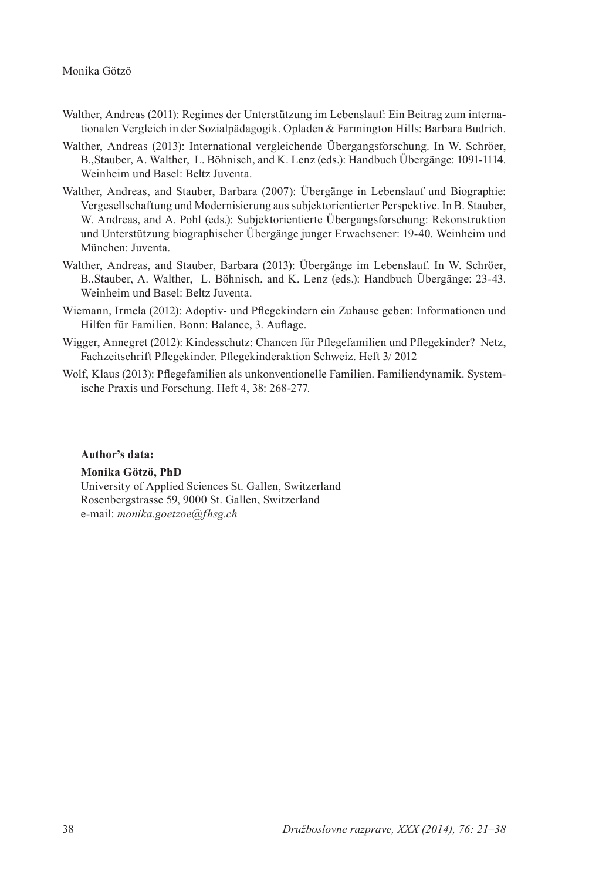Walther, Andreas (2011): Regimes der Unterstützung im Lebenslauf: Ein Beitrag zum internationalen Vergleich in der Sozialpädagogik. Opladen & Farmington Hills: Barbara Budrich.

Walther, Andreas (2013): International vergleichende Übergangsforschung. In W. Schröer, B.,Stauber, A. Walther, L. Böhnisch, and K. Lenz (eds.): Handbuch Übergänge: 1091-1114. Weinheim und Basel: Beltz Juventa.

Walther, Andreas, and Stauber, Barbara (2007): Übergänge in Lebenslauf und Biographie: Vergesellschaftung und Modernisierung aus subjektorientierter Perspektive. In B. Stauber, W. Andreas, and A. Pohl (eds.): Subjektorientierte Übergangsforschung: Rekonstruktion und Unterstützung biographischer Übergänge junger Erwachsener: 19-40. Weinheim und München: Juventa.

Walther, Andreas, and Stauber, Barbara (2013): Übergänge im Lebenslauf. In W. Schröer, B.,Stauber, A. Walther, L. Böhnisch, and K. Lenz (eds.): Handbuch Übergänge: 23-43. Weinheim und Basel: Beltz Juventa.

Wiemann, Irmela (2012): Adoptiv- und Pflegekindern ein Zuhause geben: Informationen und Hilfen für Familien. Bonn: Balance, 3. Auflage.

Wigger, Annegret (2012): Kindesschutz: Chancen für Pflegefamilien und Pflegekinder? Netz, Fachzeitschrift Pflegekinder. Pflegekinderaktion Schweiz. Heft 3/ 2012

Wolf, Klaus (2013): Pflegefamilien als unkonventionelle Familien. Familiendynamik. Systemische Praxis und Forschung. Heft 4, 38: 268-277.

**Author's data:**

**Monika Götzö, PhD**
University of Applied Sciences St. Gallen, Switzerland
Rosenbergstrasse 59, 9000 St. Gallen, Switzerland
e-mail: *monika.goetzoe@fhsg.ch*